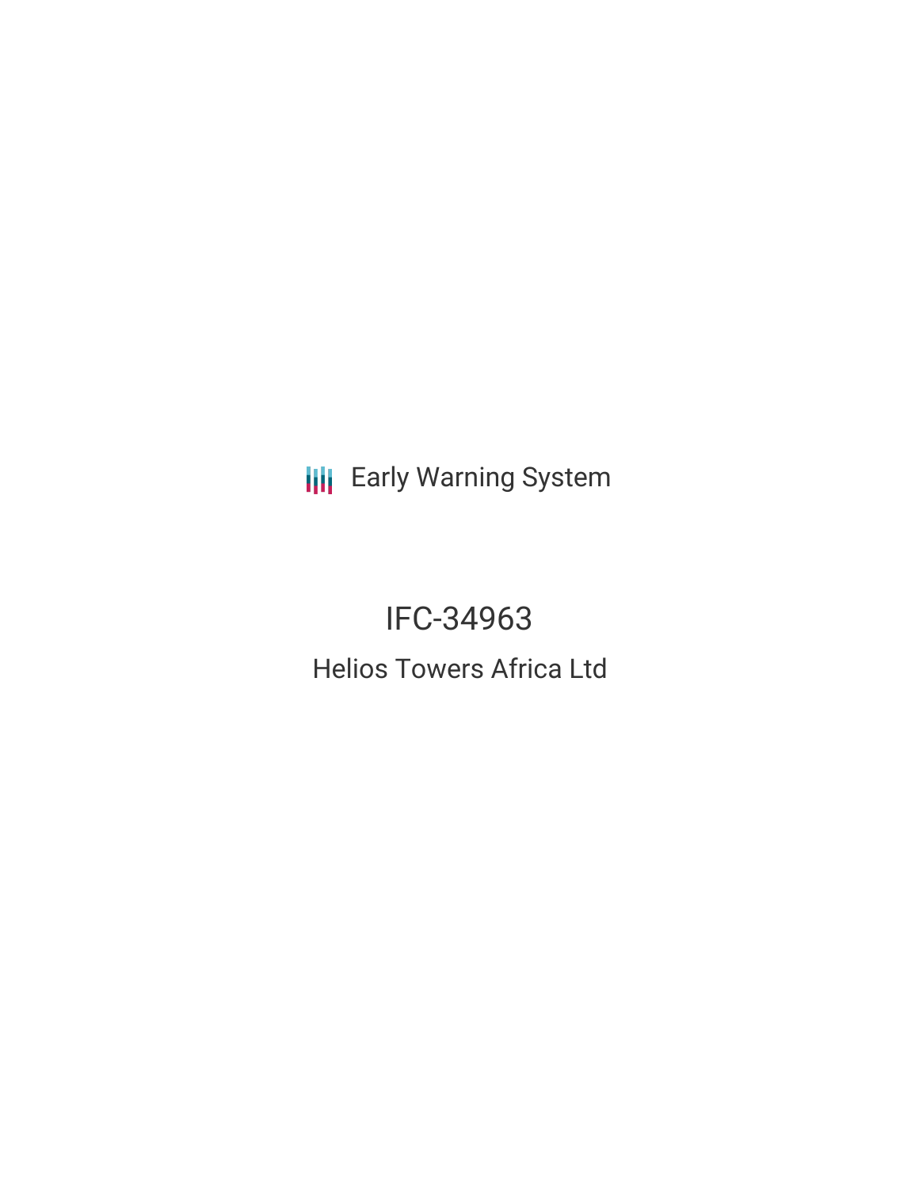Early Warning System

# IFC-34963

## Helios Towers Africa Ltd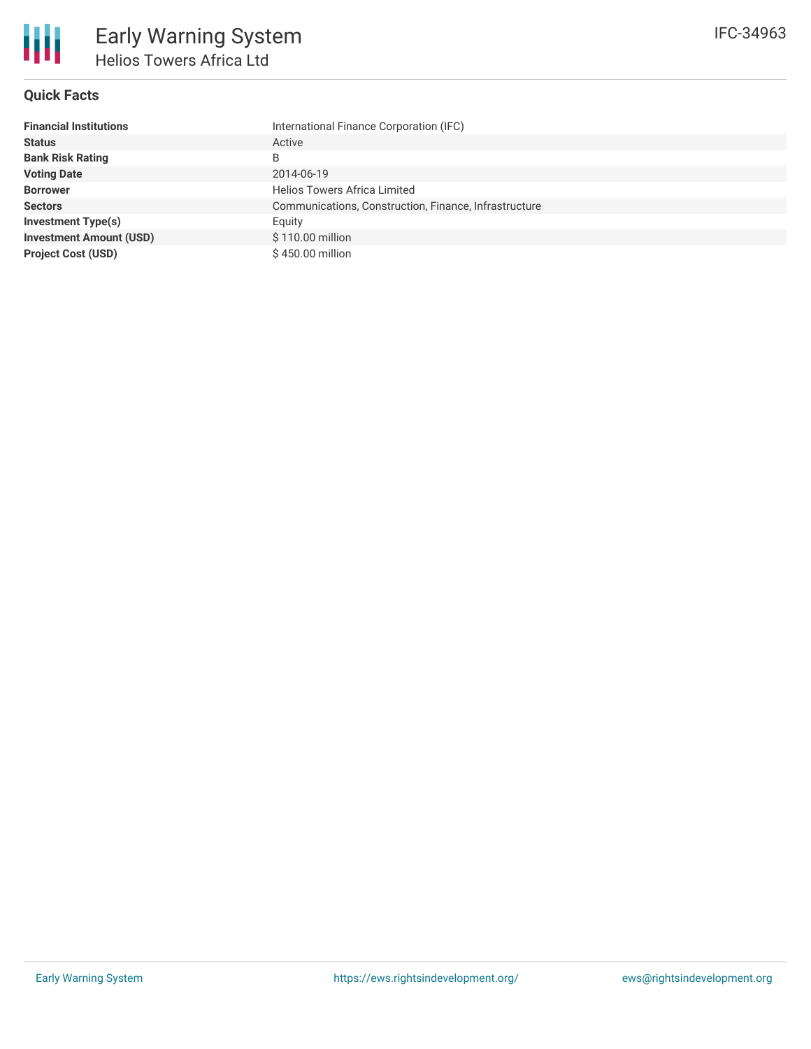# Early Warning System

## Helios Towers Africa Ltd

IFC-34963

### Quick Facts

| | |
|---|---|
| **Financial Institutions** | International Finance Corporation (IFC) |
| **Status** | Active |
| **Bank Risk Rating** | B |
| **Voting Date** | 2014-06-19 |
| **Borrower** | Helios Towers Africa Limited |
| **Sectors** | Communications, Construction, Finance, Infrastructure |
| **Investment Type(s)** | Equity |
| **Investment Amount (USD)** | $ 110.00 million |
| **Project Cost (USD)** | $ 450.00 million |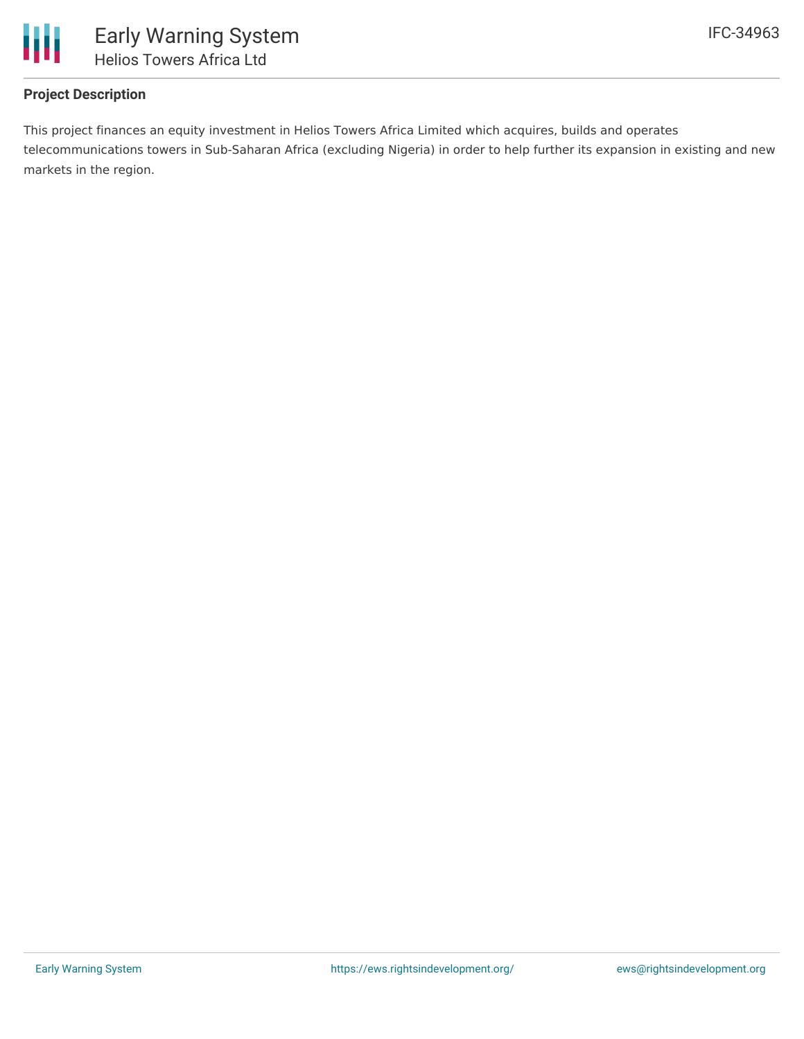## Project Description

This project finances an equity investment in Helios Towers Africa Limited which acquires, builds and operates telecommunications towers in Sub-Saharan Africa (excluding Nigeria) in order to help further its expansion in existing and new markets in the region.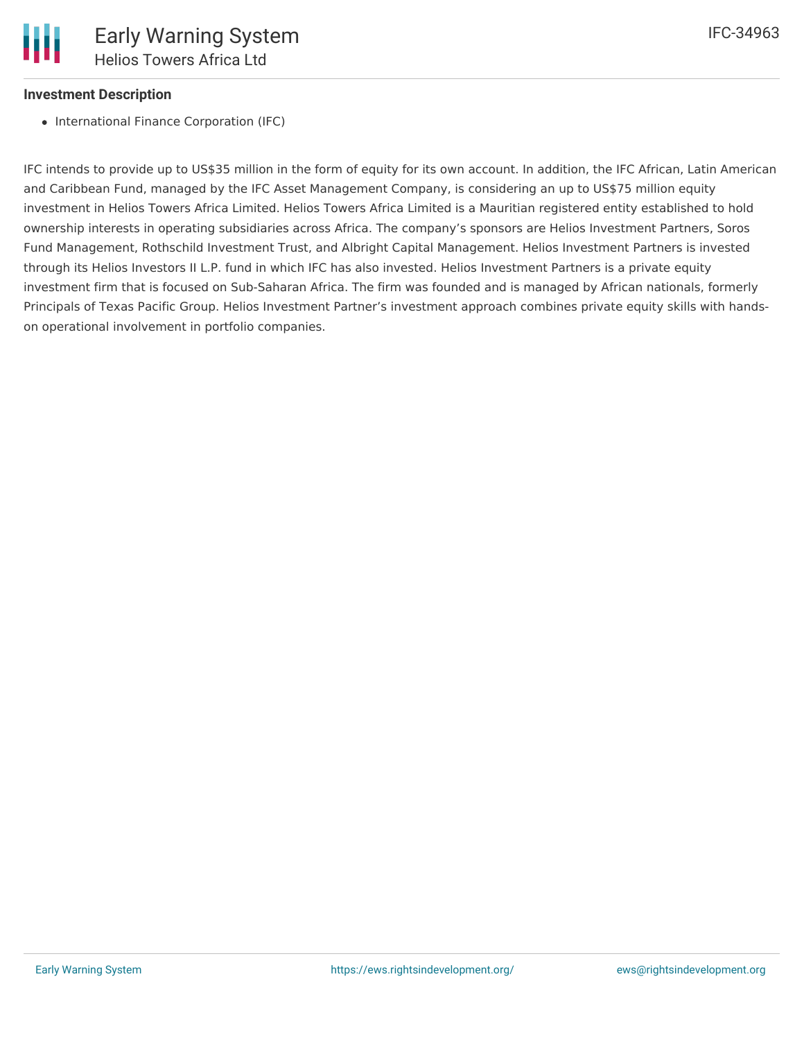## Investment Description

- International Finance Corporation (IFC)

IFC intends to provide up to US$35 million in the form of equity for its own account. In addition, the IFC African, Latin American and Caribbean Fund, managed by the IFC Asset Management Company, is considering an up to US$75 million equity investment in Helios Towers Africa Limited. Helios Towers Africa Limited is a Mauritian registered entity established to hold ownership interests in operating subsidiaries across Africa. The company's sponsors are Helios Investment Partners, Soros Fund Management, Rothschild Investment Trust, and Albright Capital Management. Helios Investment Partners is invested through its Helios Investors II L.P. fund in which IFC has also invested. Helios Investment Partners is a private equity investment firm that is focused on Sub-Saharan Africa. The firm was founded and is managed by African nationals, formerly Principals of Texas Pacific Group. Helios Investment Partner's investment approach combines private equity skills with hands-on operational involvement in portfolio companies.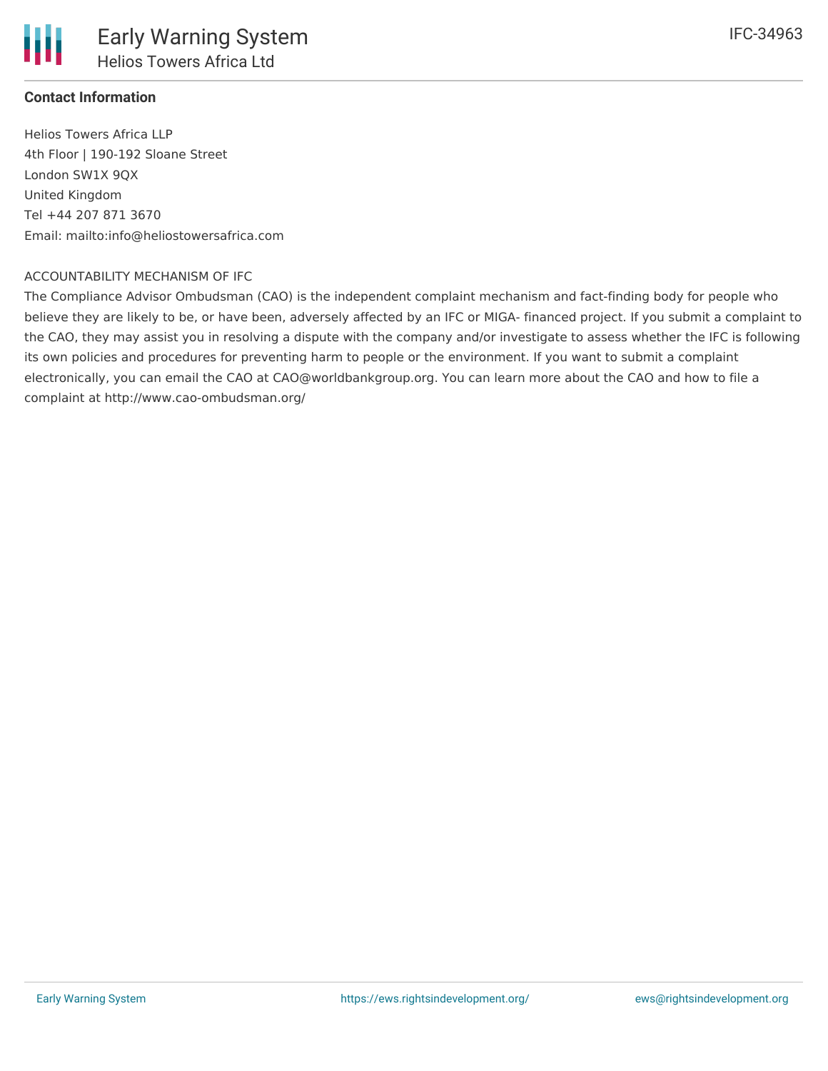**Contact Information**

Helios Towers Africa LLP
4th Floor | 190-192 Sloane Street
London SW1X 9QX
United Kingdom
Tel +44 207 871 3670
Email: mailto:info@heliostowersafrica.com

ACCOUNTABILITY MECHANISM OF IFC

The Compliance Advisor Ombudsman (CAO) is the independent complaint mechanism and fact-finding body for people who believe they are likely to be, or have been, adversely affected by an IFC or MIGA- financed project. If you submit a complaint to the CAO, they may assist you in resolving a dispute with the company and/or investigate to assess whether the IFC is following its own policies and procedures for preventing harm to people or the environment. If you want to submit a complaint electronically, you can email the CAO at CAO@worldbankgroup.org. You can learn more about the CAO and how to file a complaint at http://www.cao-ombudsman.org/